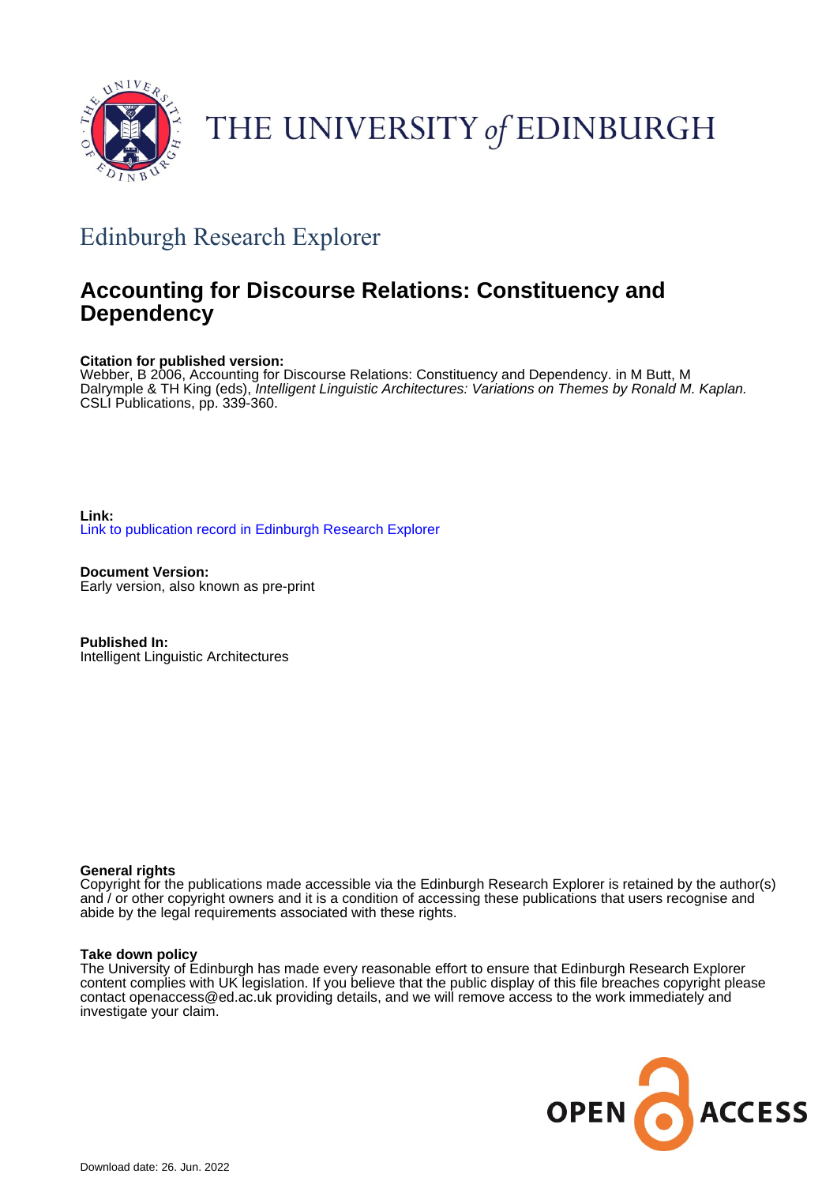# THE UNIVERSITY of EDINBURGH

## Edinburgh Research Explorer

# Accounting for Discourse Relations: Constituency and Dependency

**Citation for published version:**
Webber, B 2006, Accounting for Discourse Relations: Constituency and Dependency. in M Butt, M Dalrymple & TH King (eds), *Intelligent Linguistic Architectures: Variations on Themes by Ronald M. Kaplan.* CSLI Publications, pp. 339-360.

**Link:**
Link to publication record in Edinburgh Research Explorer

**Document Version:**
Early version, also known as pre-print

**Published In:**
Intelligent Linguistic Architectures

**General rights**
Copyright for the publications made accessible via the Edinburgh Research Explorer is retained by the author(s) and / or other copyright owners and it is a condition of accessing these publications that users recognise and abide by the legal requirements associated with these rights.

**Take down policy**
The University of Edinburgh has made every reasonable effort to ensure that Edinburgh Research Explorer content complies with UK legislation. If you believe that the public display of this file breaches copyright please contact openaccess@ed.ac.uk providing details, and we will remove access to the work immediately and investigate your claim.

Download date: 26. Jun. 2022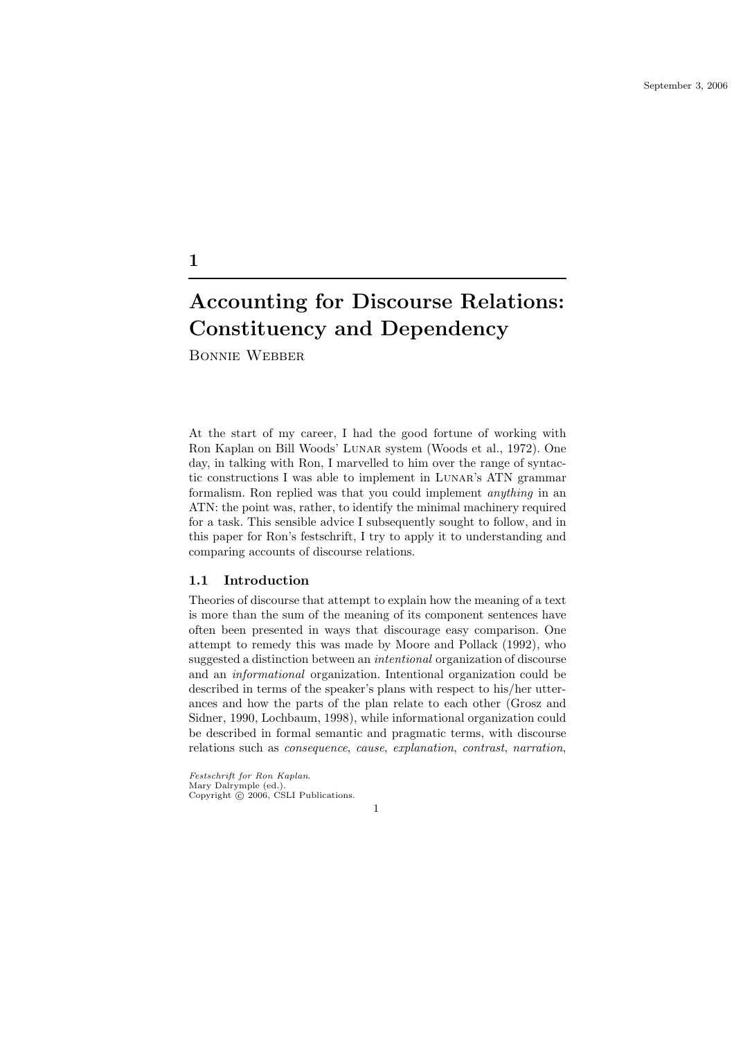# 1

# Accounting for Discourse Relations: Constituency and Dependency

Bonnie Webber

At the start of my career, I had the good fortune of working with Ron Kaplan on Bill Woods' Lunar system (Woods et al., 1972). One day, in talking with Ron, I marvelled to him over the range of syntactic constructions I was able to implement in Lunar's ATN grammar formalism. Ron replied was that you could implement *anything* in an ATN: the point was, rather, to identify the minimal machinery required for a task. This sensible advice I subsequently sought to follow, and in this paper for Ron's festschrift, I try to apply it to understanding and comparing accounts of discourse relations.

## 1.1 Introduction

Theories of discourse that attempt to explain how the meaning of a text is more than the sum of the meaning of its component sentences have often been presented in ways that discourage easy comparison. One attempt to remedy this was made by Moore and Pollack (1992), who suggested a distinction between an *intentional* organization of discourse and an *informational* organization. Intentional organization could be described in terms of the speaker's plans with respect to his/her utterances and how the parts of the plan relate to each other (Grosz and Sidner, 1990, Lochbaum, 1998), while informational organization could be described in formal semantic and pragmatic terms, with discourse relations such as *consequence*, *cause*, *explanation*, *contrast*, *narration*,

*Festschrift for Ron Kaplan.*
Mary Dalrymple (ed.).
Copyright © 2006, CSLI Publications.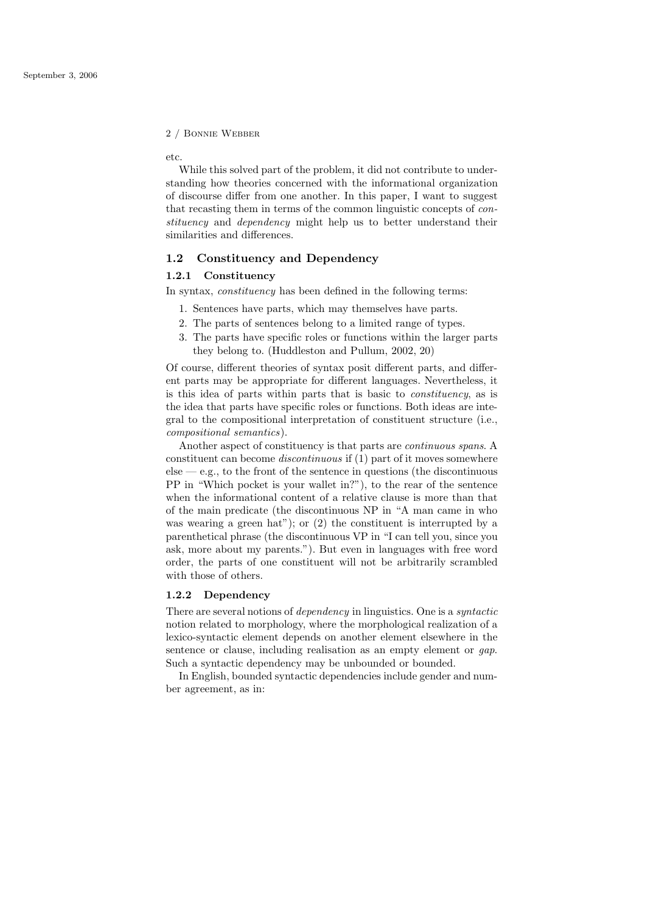etc.

While this solved part of the problem, it did not contribute to understanding how theories concerned with the informational organization of discourse differ from one another. In this paper, I want to suggest that recasting them in terms of the common linguistic concepts of *constituency* and *dependency* might help us to better understand their similarities and differences.

## 1.2 Constituency and Dependency

### 1.2.1 Constituency

In syntax, *constituency* has been defined in the following terms:

1. Sentences have parts, which may themselves have parts.
2. The parts of sentences belong to a limited range of types.
3. The parts have specific roles or functions within the larger parts they belong to. (Huddleston and Pullum, 2002, 20)

Of course, different theories of syntax posit different parts, and different parts may be appropriate for different languages. Nevertheless, it is this idea of parts within parts that is basic to *constituency*, as is the idea that parts have specific roles or functions. Both ideas are integral to the compositional interpretation of constituent structure (i.e., *compositional semantics*).

Another aspect of constituency is that parts are *continuous spans*. A constituent can become *discontinuous* if (1) part of it moves somewhere else — e.g., to the front of the sentence in questions (the discontinuous PP in "Which pocket is your wallet in?"), to the rear of the sentence when the informational content of a relative clause is more than that of the main predicate (the discontinuous NP in "A man came in who was wearing a green hat"); or (2) the constituent is interrupted by a parenthetical phrase (the discontinuous VP in "I can tell you, since you ask, more about my parents."). But even in languages with free word order, the parts of one constituent will not be arbitrarily scrambled with those of others.

### 1.2.2 Dependency

There are several notions of *dependency* in linguistics. One is a *syntactic* notion related to morphology, where the morphological realization of a lexico-syntactic element depends on another element elsewhere in the sentence or clause, including realisation as an empty element or *gap*. Such a syntactic dependency may be unbounded or bounded.

In English, bounded syntactic dependencies include gender and number agreement, as in: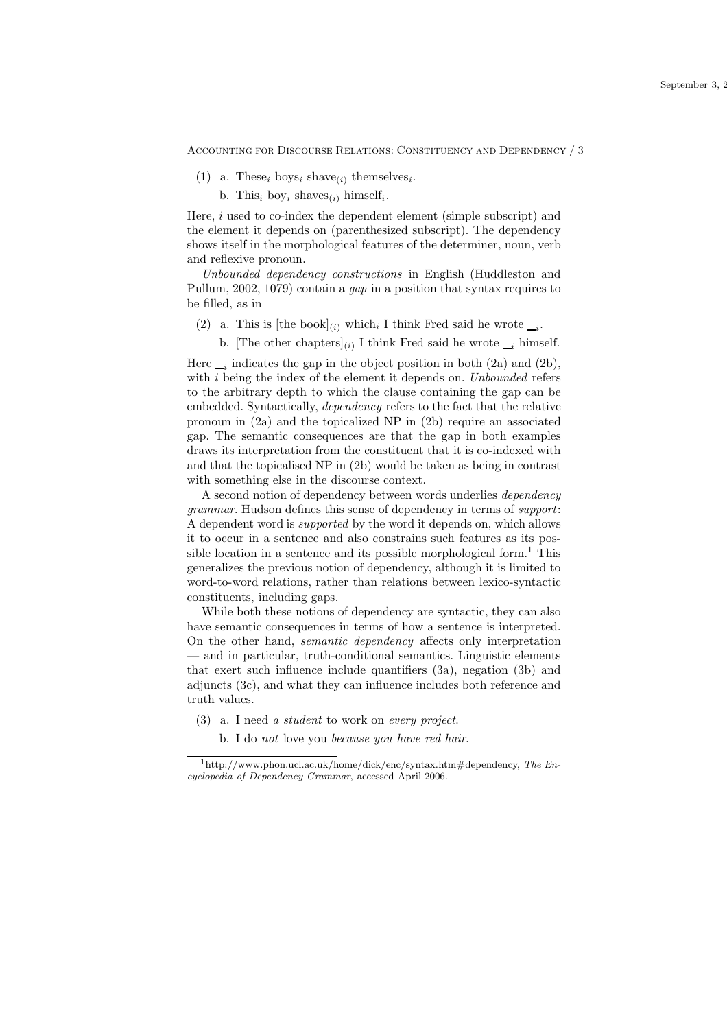(1) a. These$_i$ boys$_i$ shave$_{(i)}$ themselves$_i$.

 b. This$_i$ boy$_i$ shaves$_{(i)}$ himself$_i$.

Here, $i$ used to co-index the dependent element (simple subscript) and the element it depends on (parenthesized subscript). The dependency shows itself in the morphological features of the determiner, noun, verb and reflexive pronoun.

*Unbounded dependency constructions* in English (Huddleston and Pullum, 2002, 1079) contain a *gap* in a position that syntax requires to be filled, as in

(2) a. This is [the book]$_{(i)}$ which$_i$ I think Fred said he wrote $\_\__i$.

 b. [The other chapters]$_{(i)}$ I think Fred said he wrote $\_\__i$ himself.

Here $\_\__i$ indicates the gap in the object position in both (2a) and (2b), with $i$ being the index of the element it depends on. *Unbounded* refers to the arbitrary depth to which the clause containing the gap can be embedded. Syntactically, *dependency* refers to the fact that the relative pronoun in (2a) and the topicalized NP in (2b) require an associated gap. The semantic consequences are that the gap in both examples draws its interpretation from the constituent that it is co-indexed with and that the topicalised NP in (2b) would be taken as being in contrast with something else in the discourse context.

A second notion of dependency between words underlies *dependency grammar*. Hudson defines this sense of dependency in terms of *support*: A dependent word is *supported* by the word it depends on, which allows it to occur in a sentence and also constrains such features as its possible location in a sentence and its possible morphological form.[1] This generalizes the previous notion of dependency, although it is limited to word-to-word relations, rather than relations between lexico-syntactic constituents, including gaps.

While both these notions of dependency are syntactic, they can also have semantic consequences in terms of how a sentence is interpreted. On the other hand, *semantic dependency* affects only interpretation — and in particular, truth-conditional semantics. Linguistic elements that exert such influence include quantifiers (3a), negation (3b) and adjuncts (3c), and what they can influence includes both reference and truth values.

(3) a. I need *a student* to work on *every project*.

 b. I do *not* love you *because you have red hair*.

[1] http://www.phon.ucl.ac.uk/home/dick/enc/syntax.htm#dependency, *The Encyclopedia of Dependency Grammar*, accessed April 2006.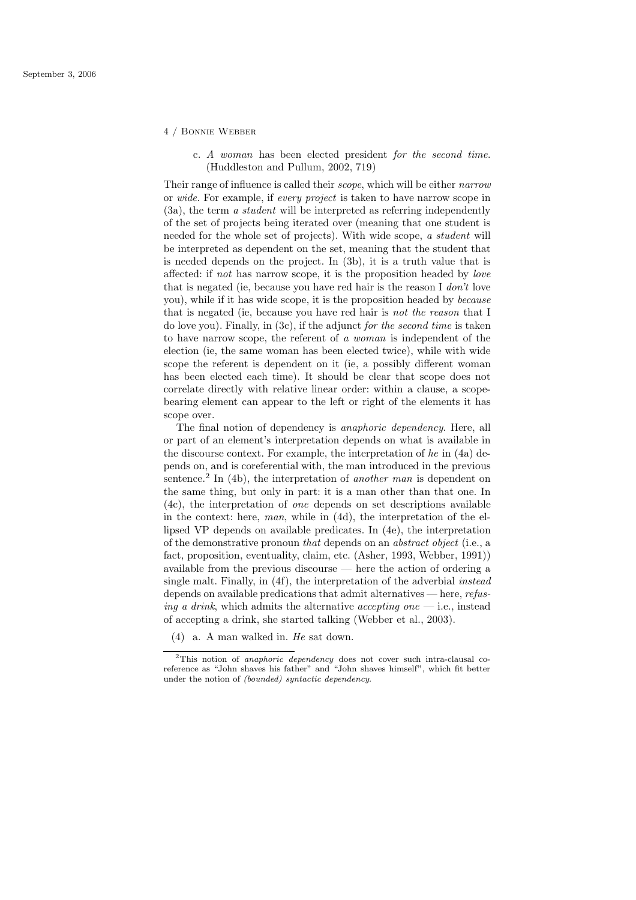c. *A woman* has been elected president *for the second time*. (Huddleston and Pullum, 2002, 719)

Their range of influence is called their *scope*, which will be either *narrow* or *wide*. For example, if *every project* is taken to have narrow scope in (3a), the term *a student* will be interpreted as referring independently of the set of projects being iterated over (meaning that one student is needed for the whole set of projects). With wide scope, *a student* will be interpreted as dependent on the set, meaning that the student that is needed depends on the project. In (3b), it is a truth value that is affected: if *not* has narrow scope, it is the proposition headed by *love* that is negated (ie, because you have red hair is the reason I *don't* love you), while if it has wide scope, it is the proposition headed by *because* that is negated (ie, because you have red hair is *not the reason* that I do love you). Finally, in (3c), if the adjunct *for the second time* is taken to have narrow scope, the referent of *a woman* is independent of the election (ie, the same woman has been elected twice), while with wide scope the referent is dependent on it (ie, a possibly different woman has been elected each time). It should be clear that scope does not correlate directly with relative linear order: within a clause, a scope-bearing element can appear to the left or right of the elements it has scope over.

The final notion of dependency is *anaphoric dependency*. Here, all or part of an element's interpretation depends on what is available in the discourse context. For example, the interpretation of *he* in (4a) depends on, and is coreferential with, the man introduced in the previous sentence.[2] In (4b), the interpretation of *another man* is dependent on the same thing, but only in part: it is a man other than that one. In (4c), the interpretation of *one* depends on set descriptions available in the context: here, *man*, while in (4d), the interpretation of the ellipsed VP depends on available predicates. In (4e), the interpretation of the demonstrative pronoun *that* depends on an *abstract object* (i.e., a fact, proposition, eventuality, claim, etc. (Asher, 1993, Webber, 1991)) available from the previous discourse — here the action of ordering a single malt. Finally, in (4f), the interpretation of the adverbial *instead* depends on available predications that admit alternatives — here, *refusing a drink*, which admits the alternative *accepting one* — i.e., instead of accepting a drink, she started talking (Webber et al., 2003).

(4) a. A man walked in. *He* sat down.

[2] This notion of *anaphoric dependency* does not cover such intra-clausal coreference as "John shaves his father" and "John shaves himself", which fit better under the notion of *(bounded) syntactic dependency*.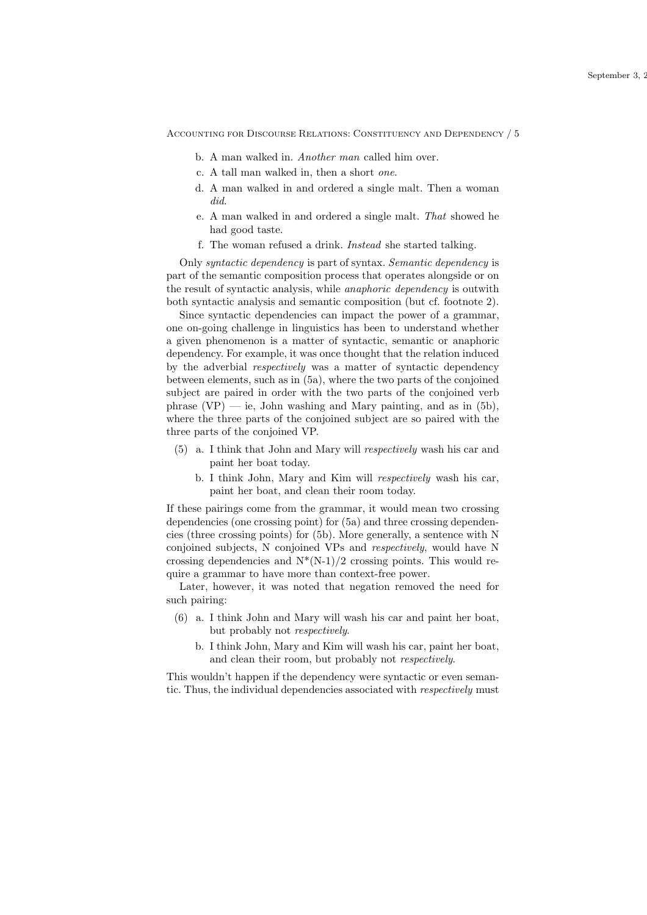b. A man walked in. *Another man* called him over.

c. A tall man walked in, then a short *one*.

d. A man walked in and ordered a single malt. Then a woman *did*.

e. A man walked in and ordered a single malt. *That* showed he had good taste.

f. The woman refused a drink. *Instead* she started talking.

Only *syntactic dependency* is part of syntax. *Semantic dependency* is part of the semantic composition process that operates alongside or on the result of syntactic analysis, while *anaphoric dependency* is outwith both syntactic analysis and semantic composition (but cf. footnote 2).

Since syntactic dependencies can impact the power of a grammar, one on-going challenge in linguistics has been to understand whether a given phenomenon is a matter of syntactic, semantic or anaphoric dependency. For example, it was once thought that the relation induced by the adverbial *respectively* was a matter of syntactic dependency between elements, such as in (5a), where the two parts of the conjoined subject are paired in order with the two parts of the conjoined verb phrase (VP) — ie, John washing and Mary painting, and as in (5b), where the three parts of the conjoined subject are so paired with the three parts of the conjoined VP.

(5) a. I think that John and Mary will *respectively* wash his car and paint her boat today.

b. I think John, Mary and Kim will *respectively* wash his car, paint her boat, and clean their room today.

If these pairings come from the grammar, it would mean two crossing dependencies (one crossing point) for (5a) and three crossing dependencies (three crossing points) for (5b). More generally, a sentence with N conjoined subjects, N conjoined VPs and *respectively*, would have N crossing dependencies and N*(N-1)/2 crossing points. This would require a grammar to have more than context-free power.

Later, however, it was noted that negation removed the need for such pairing:

(6) a. I think John and Mary will wash his car and paint her boat, but probably not *respectively*.

b. I think John, Mary and Kim will wash his car, paint her boat, and clean their room, but probably not *respectively*.

This wouldn't happen if the dependency were syntactic or even semantic. Thus, the individual dependencies associated with *respectively* must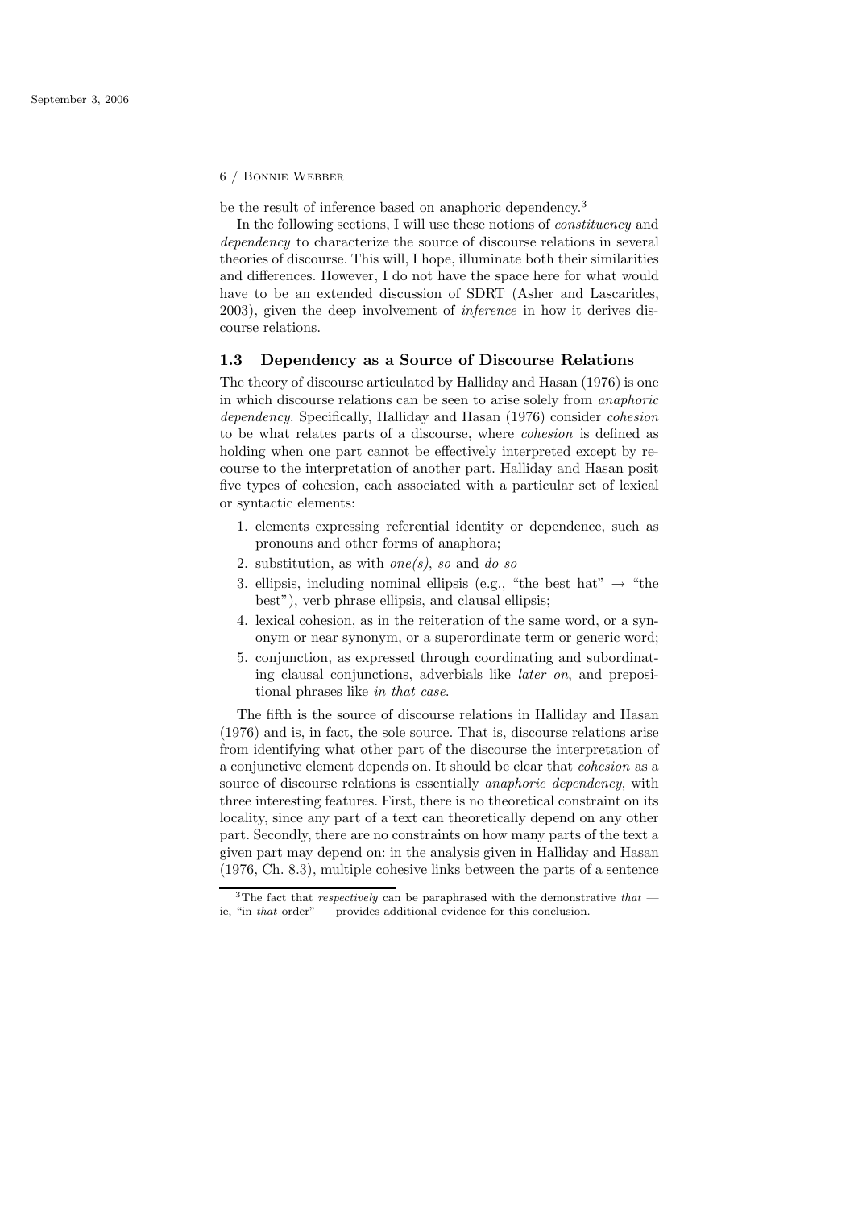be the result of inference based on anaphoric dependency.[3]

In the following sections, I will use these notions of *constituency* and *dependency* to characterize the source of discourse relations in several theories of discourse. This will, I hope, illuminate both their similarities and differences. However, I do not have the space here for what would have to be an extended discussion of SDRT (Asher and Lascarides, 2003), given the deep involvement of *inference* in how it derives discourse relations.

## 1.3 Dependency as a Source of Discourse Relations

The theory of discourse articulated by Halliday and Hasan (1976) is one in which discourse relations can be seen to arise solely from *anaphoric dependency*. Specifically, Halliday and Hasan (1976) consider *cohesion* to be what relates parts of a discourse, where *cohesion* is defined as holding when one part cannot be effectively interpreted except by recourse to the interpretation of another part. Halliday and Hasan posit five types of cohesion, each associated with a particular set of lexical or syntactic elements:

1. elements expressing referential identity or dependence, such as pronouns and other forms of anaphora;
2. substitution, as with *one(s)*, *so* and *do so*
3. ellipsis, including nominal ellipsis (e.g., "the best hat" → "the best"), verb phrase ellipsis, and clausal ellipsis;
4. lexical cohesion, as in the reiteration of the same word, or a synonym or near synonym, or a superordinate term or generic word;
5. conjunction, as expressed through coordinating and subordinating clausal conjunctions, adverbials like *later on*, and prepositional phrases like *in that case*.

The fifth is the source of discourse relations in Halliday and Hasan (1976) and is, in fact, the sole source. That is, discourse relations arise from identifying what other part of the discourse the interpretation of a conjunctive element depends on. It should be clear that *cohesion* as a source of discourse relations is essentially *anaphoric dependency*, with three interesting features. First, there is no theoretical constraint on its locality, since any part of a text can theoretically depend on any other part. Secondly, there are no constraints on how many parts of the text a given part may depend on: in the analysis given in Halliday and Hasan (1976, Ch. 8.3), multiple cohesive links between the parts of a sentence

---

[3] The fact that *respectively* can be paraphrased with the demonstrative *that* — ie, "in *that* order" — provides additional evidence for this conclusion.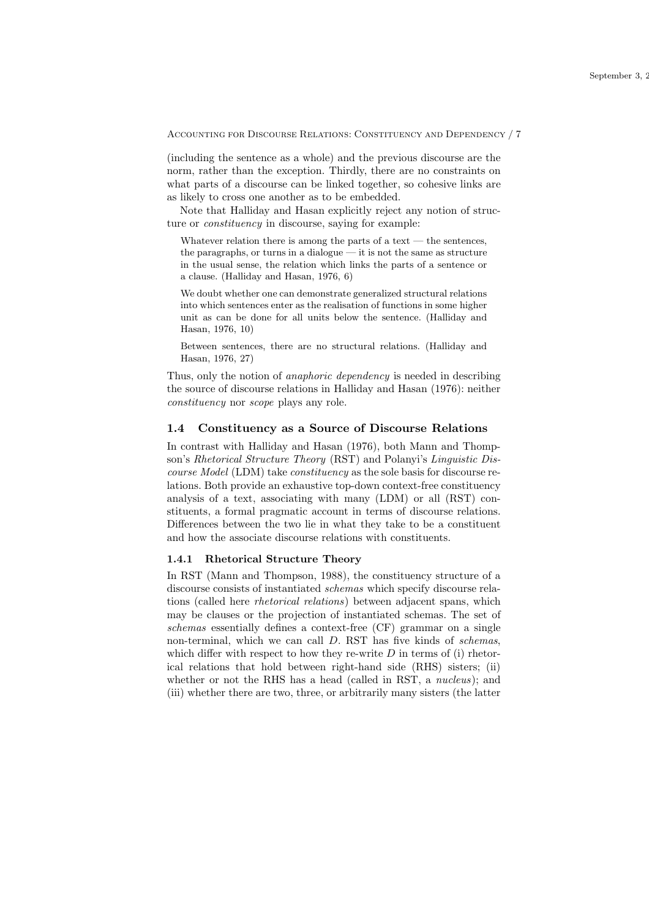(including the sentence as a whole) and the previous discourse are the norm, rather than the exception. Thirdly, there are no constraints on what parts of a discourse can be linked together, so cohesive links are as likely to cross one another as to be embedded.

Note that Halliday and Hasan explicitly reject any notion of structure or *constituency* in discourse, saying for example:

> Whatever relation there is among the parts of a text — the sentences, the paragraphs, or turns in a dialogue — it is not the same as structure in the usual sense, the relation which links the parts of a sentence or a clause. (Halliday and Hasan, 1976, 6)

> We doubt whether one can demonstrate generalized structural relations into which sentences enter as the realisation of functions in some higher unit as can be done for all units below the sentence. (Halliday and Hasan, 1976, 10)

> Between sentences, there are no structural relations. (Halliday and Hasan, 1976, 27)

Thus, only the notion of *anaphoric dependency* is needed in describing the source of discourse relations in Halliday and Hasan (1976): neither *constituency* nor *scope* plays any role.

## 1.4 Constituency as a Source of Discourse Relations

In contrast with Halliday and Hasan (1976), both Mann and Thompson's *Rhetorical Structure Theory* (RST) and Polanyi's *Linguistic Discourse Model* (LDM) take *constituency* as the sole basis for discourse relations. Both provide an exhaustive top-down context-free constituency analysis of a text, associating with many (LDM) or all (RST) constituents, a formal pragmatic account in terms of discourse relations. Differences between the two lie in what they take to be a constituent and how the associate discourse relations with constituents.

### 1.4.1 Rhetorical Structure Theory

In RST (Mann and Thompson, 1988), the constituency structure of a discourse consists of instantiated *schemas* which specify discourse relations (called here *rhetorical relations*) between adjacent spans, which may be clauses or the projection of instantiated schemas. The set of *schemas* essentially defines a context-free (CF) grammar on a single non-terminal, which we can call $D$. RST has five kinds of *schemas*, which differ with respect to how they re-write $D$ in terms of (i) rhetorical relations that hold between right-hand side (RHS) sisters; (ii) whether or not the RHS has a head (called in RST, a *nucleus*); and (iii) whether there are two, three, or arbitrarily many sisters (the latter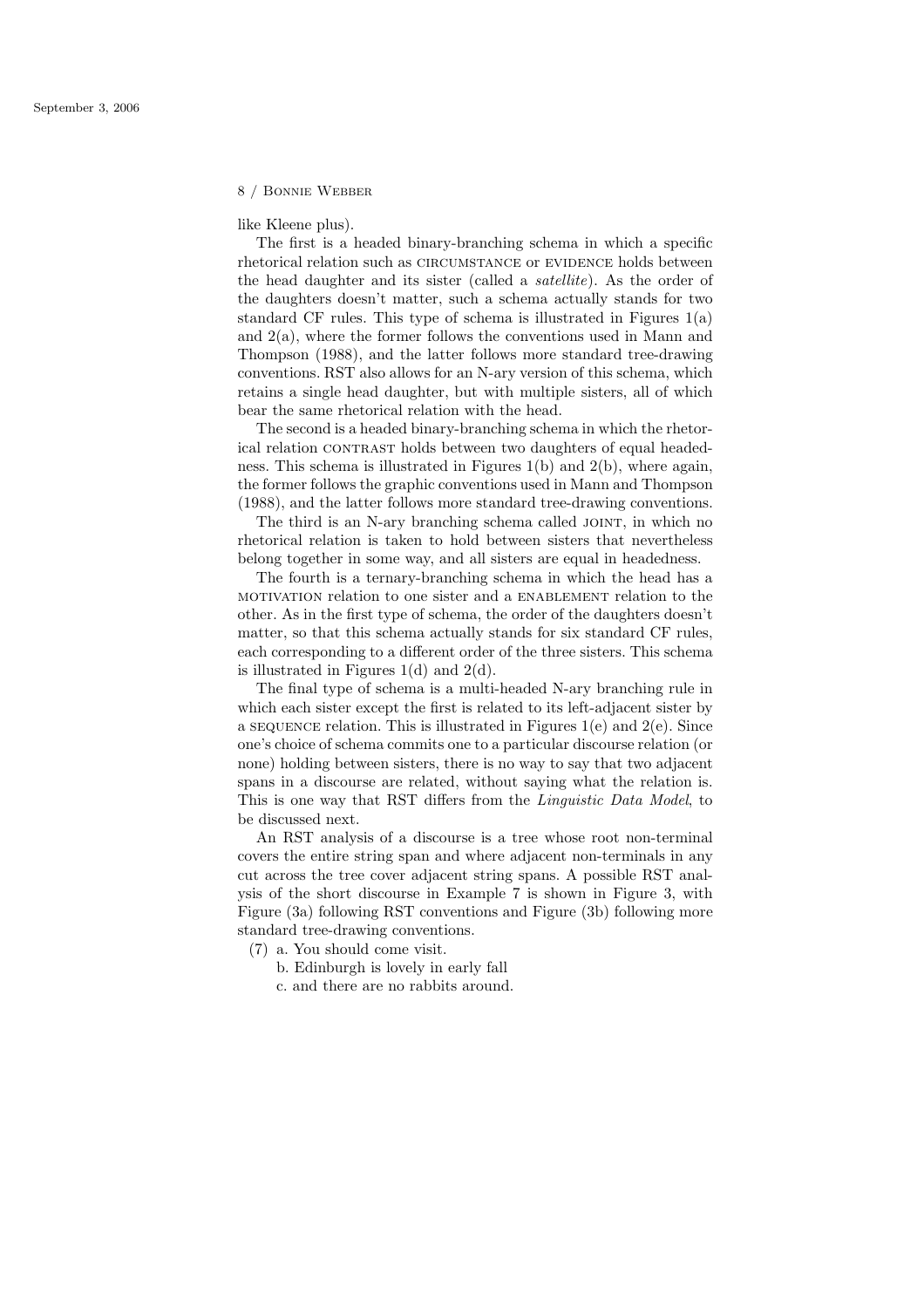like Kleene plus).

The first is a headed binary-branching schema in which a specific rhetorical relation such as CIRCUMSTANCE or EVIDENCE holds between the head daughter and its sister (called a *satellite*). As the order of the daughters doesn't matter, such a schema actually stands for two standard CF rules. This type of schema is illustrated in Figures 1(a) and 2(a), where the former follows the conventions used in Mann and Thompson (1988), and the latter follows more standard tree-drawing conventions. RST also allows for an N-ary version of this schema, which retains a single head daughter, but with multiple sisters, all of which bear the same rhetorical relation with the head.

The second is a headed binary-branching schema in which the rhetorical relation CONTRAST holds between two daughters of equal headedness. This schema is illustrated in Figures 1(b) and 2(b), where again, the former follows the graphic conventions used in Mann and Thompson (1988), and the latter follows more standard tree-drawing conventions.

The third is an N-ary branching schema called JOINT, in which no rhetorical relation is taken to hold between sisters that nevertheless belong together in some way, and all sisters are equal in headedness.

The fourth is a ternary-branching schema in which the head has a MOTIVATION relation to one sister and a ENABLEMENT relation to the other. As in the first type of schema, the order of the daughters doesn't matter, so that this schema actually stands for six standard CF rules, each corresponding to a different order of the three sisters. This schema is illustrated in Figures 1(d) and 2(d).

The final type of schema is a multi-headed N-ary branching rule in which each sister except the first is related to its left-adjacent sister by a SEQUENCE relation. This is illustrated in Figures 1(e) and 2(e). Since one's choice of schema commits one to a particular discourse relation (or none) holding between sisters, there is no way to say that two adjacent spans in a discourse are related, without saying what the relation is. This is one way that RST differs from the *Linguistic Data Model*, to be discussed next.

An RST analysis of a discourse is a tree whose root non-terminal covers the entire string span and where adjacent non-terminals in any cut across the tree cover adjacent string spans. A possible RST analysis of the short discourse in Example 7 is shown in Figure 3, with Figure (3a) following RST conventions and Figure (3b) following more standard tree-drawing conventions.

(7) a. You should come visit.
    b. Edinburgh is lovely in early fall
    c. and there are no rabbits around.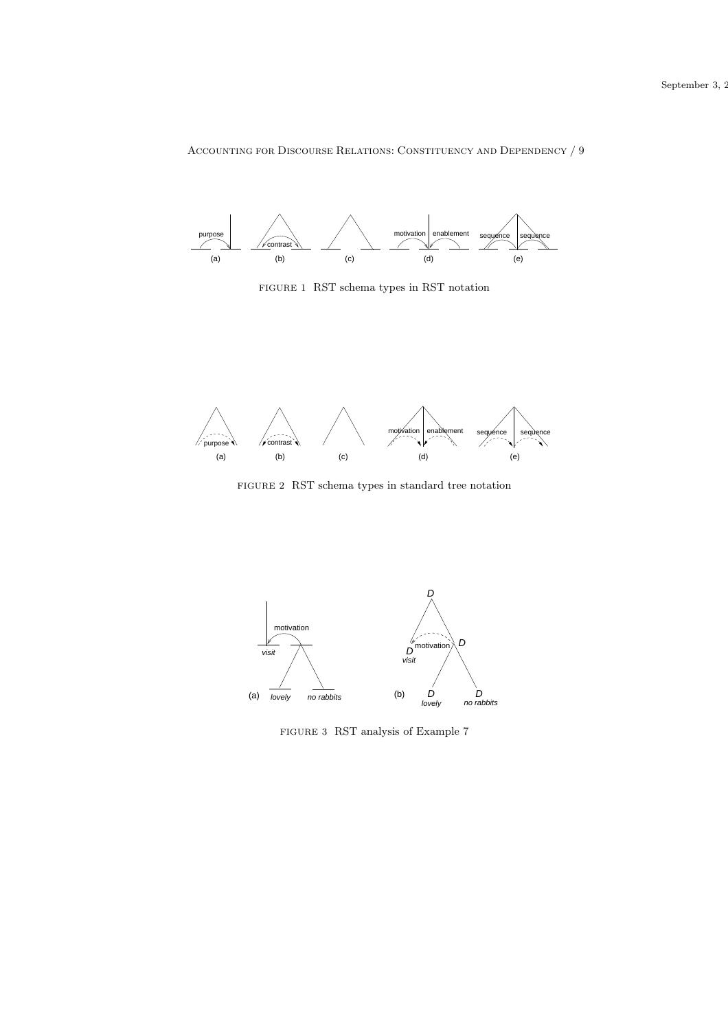FIGURE 1 RST schema types in RST notation

FIGURE 2 RST schema types in standard tree notation

FIGURE 3 RST analysis of Example 7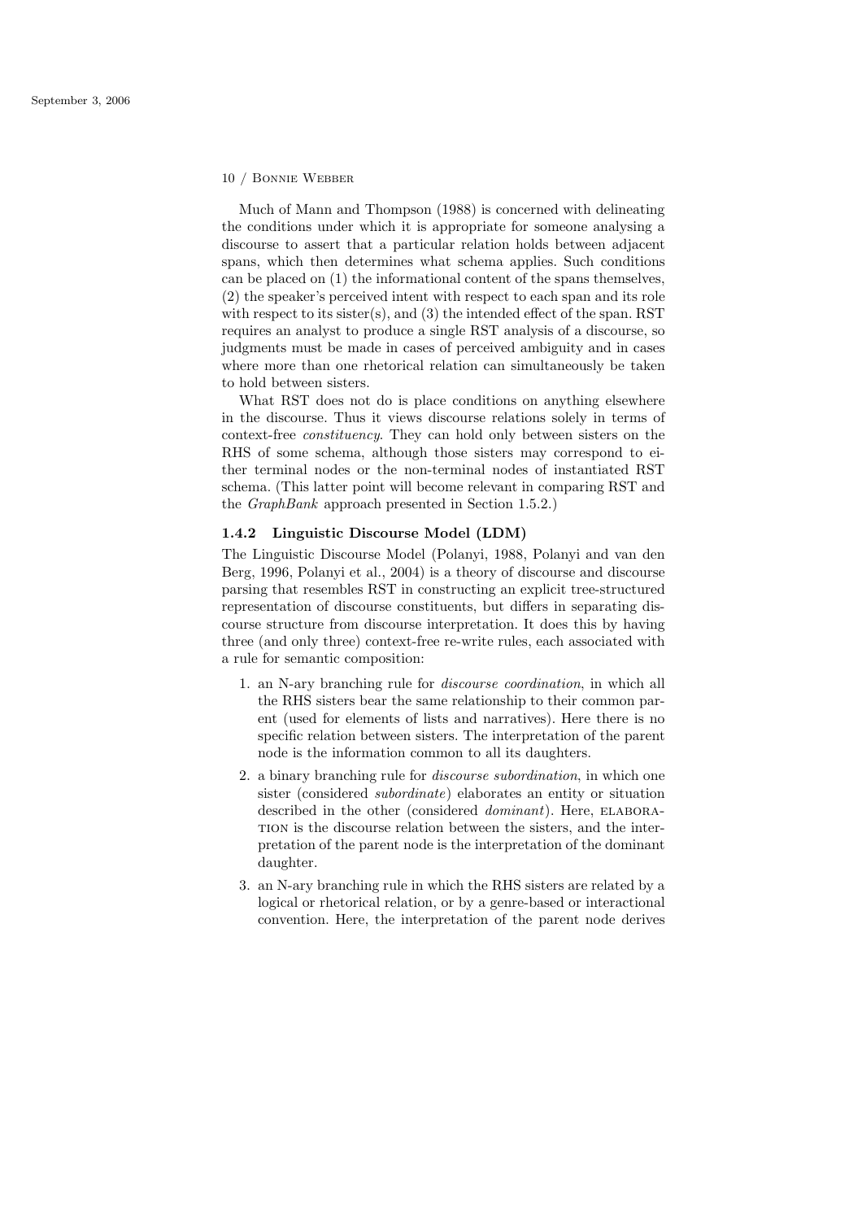Much of Mann and Thompson (1988) is concerned with delineating the conditions under which it is appropriate for someone analysing a discourse to assert that a particular relation holds between adjacent spans, which then determines what schema applies. Such conditions can be placed on (1) the informational content of the spans themselves, (2) the speaker's perceived intent with respect to each span and its role with respect to its sister(s), and (3) the intended effect of the span. RST requires an analyst to produce a single RST analysis of a discourse, so judgments must be made in cases of perceived ambiguity and in cases where more than one rhetorical relation can simultaneously be taken to hold between sisters.

What RST does not do is place conditions on anything elsewhere in the discourse. Thus it views discourse relations solely in terms of context-free *constituency*. They can hold only between sisters on the RHS of some schema, although those sisters may correspond to either terminal nodes or the non-terminal nodes of instantiated RST schema. (This latter point will become relevant in comparing RST and the *GraphBank* approach presented in Section 1.5.2.)

### 1.4.2 Linguistic Discourse Model (LDM)

The Linguistic Discourse Model (Polanyi, 1988, Polanyi and van den Berg, 1996, Polanyi et al., 2004) is a theory of discourse and discourse parsing that resembles RST in constructing an explicit tree-structured representation of discourse constituents, but differs in separating discourse structure from discourse interpretation. It does this by having three (and only three) context-free re-write rules, each associated with a rule for semantic composition:

1. an N-ary branching rule for *discourse coordination*, in which all the RHS sisters bear the same relationship to their common parent (used for elements of lists and narratives). Here there is no specific relation between sisters. The interpretation of the parent node is the information common to all its daughters.
2. a binary branching rule for *discourse subordination*, in which one sister (considered *subordinate*) elaborates an entity or situation described in the other (considered *dominant*). Here, ELABORATION is the discourse relation between the sisters, and the interpretation of the parent node is the interpretation of the dominant daughter.
3. an N-ary branching rule in which the RHS sisters are related by a logical or rhetorical relation, or by a genre-based or interactional convention. Here, the interpretation of the parent node derives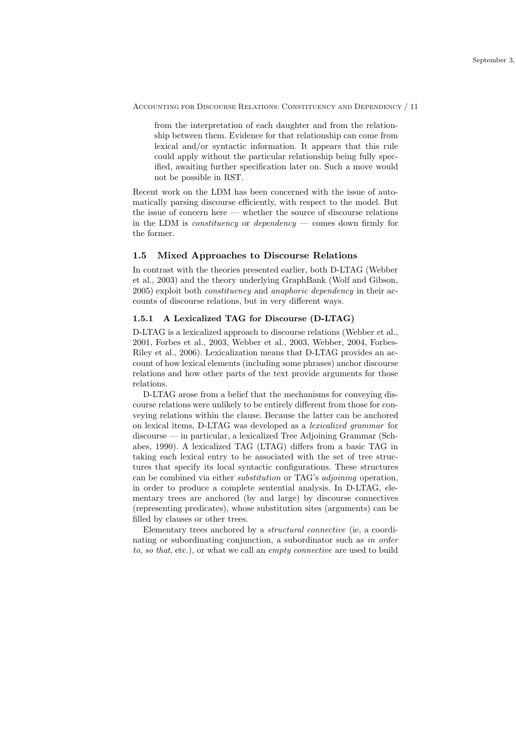from the interpretation of each daughter and from the relationship between them. Evidence for that relationship can come from lexical and/or syntactic information. It appears that this rule could apply without the particular relationship being fully specified, awaiting further specification later on. Such a move would not be possible in RST.

Recent work on the LDM has been concerned with the issue of automatically parsing discourse efficiently, with respect to the model. But the issue of concern here — whether the source of discourse relations in the LDM is *constituency* or *dependency* — comes down firmly for the former.

### 1.5 Mixed Approaches to Discourse Relations

In contrast with the theories presented earlier, both D-LTAG (Webber et al., 2003) and the theory underlying GraphBank (Wolf and Gibson, 2005) exploit both *constituency* and *anaphoric dependency* in their accounts of discourse relations, but in very different ways.

#### 1.5.1 A Lexicalized TAG for Discourse (D-LTAG)

D-LTAG is a lexicalized approach to discourse relations (Webber et al., 2001, Forbes et al., 2003, Webber et al., 2003, Webber, 2004, Forbes-Riley et al., 2006). Lexicalization means that D-LTAG provides an account of how lexical elements (including some phrases) anchor discourse relations and how other parts of the text provide arguments for those relations.

D-LTAG arose from a belief that the mechanisms for conveying discourse relations were unlikely to be entirely different from those for conveying relations within the clause. Because the latter can be anchored on lexical items, D-LTAG was developed as a *lexicalized grammar* for discourse — in particular, a lexicalized Tree Adjoining Grammar (Schabes, 1990). A lexicalized TAG (LTAG) differs from a basic TAG in taking each lexical entry to be associated with the set of tree structures that specify its local syntactic configurations. These structures can be combined via either *substitution* or TAG's *adjoining* operation, in order to produce a complete sentential analysis. In D-LTAG, elementary trees are anchored (by and large) by discourse connectives (representing predicates), whose substitution sites (arguments) can be filled by clauses or other trees.

Elementary trees anchored by a *structural connective* (ie, a coordinating or subordinating conjunction, a subordinator such as *in order to*, *so that*, etc.), or what we call an *empty connective* are used to build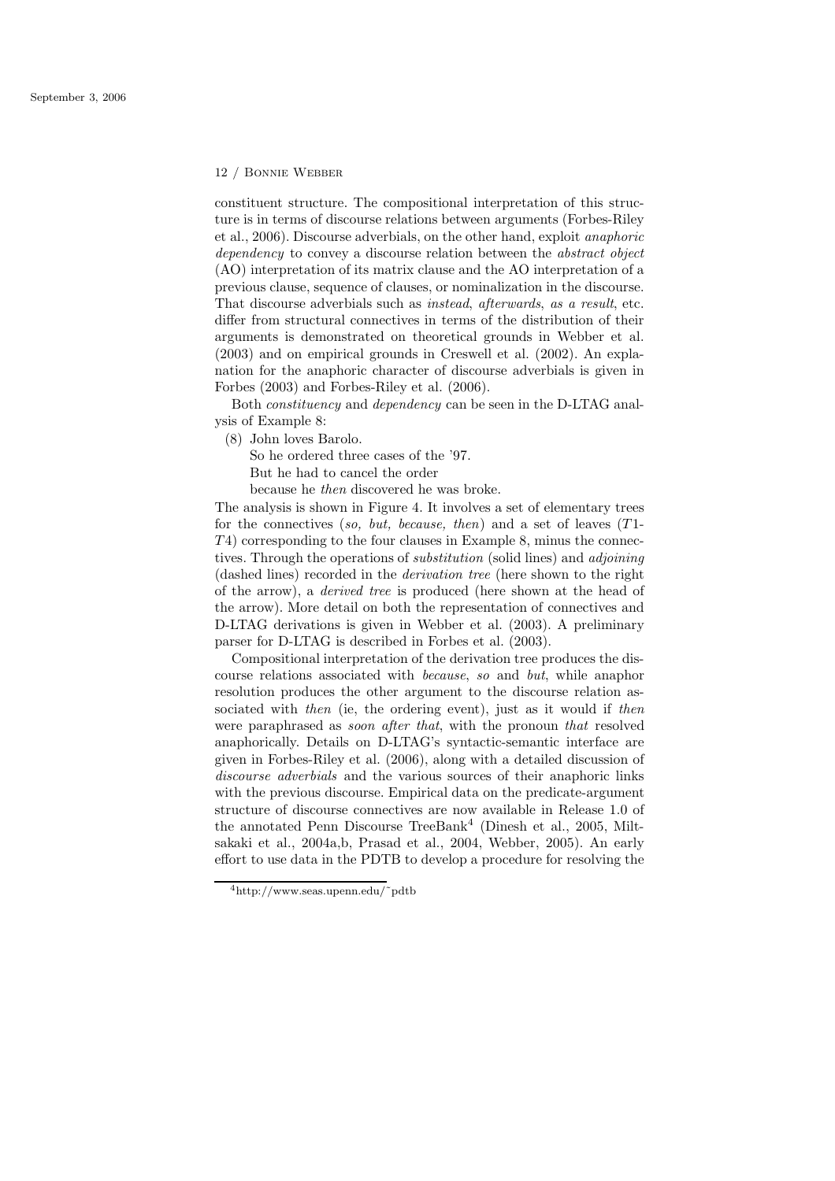constituent structure. The compositional interpretation of this structure is in terms of discourse relations between arguments (Forbes-Riley et al., 2006). Discourse adverbials, on the other hand, exploit *anaphoric dependency* to convey a discourse relation between the *abstract object* (AO) interpretation of its matrix clause and the AO interpretation of a previous clause, sequence of clauses, or nominalization in the discourse. That discourse adverbials such as *instead*, *afterwards*, *as a result*, etc. differ from structural connectives in terms of the distribution of their arguments is demonstrated on theoretical grounds in Webber et al. (2003) and on empirical grounds in Creswell et al. (2002). An explanation for the anaphoric character of discourse adverbials is given in Forbes (2003) and Forbes-Riley et al. (2006).

Both *constituency* and *dependency* can be seen in the D-LTAG analysis of Example 8:

(8) John loves Barolo.
So he ordered three cases of the '97.
But he had to cancel the order
because he *then* discovered he was broke.

The analysis is shown in Figure 4. It involves a set of elementary trees for the connectives (*so, but, because, then*) and a set of leaves ($T1$-$T4$) corresponding to the four clauses in Example 8, minus the connectives. Through the operations of *substitution* (solid lines) and *adjoining* (dashed lines) recorded in the *derivation tree* (here shown to the right of the arrow), a *derived tree* is produced (here shown at the head of the arrow). More detail on both the representation of connectives and D-LTAG derivations is given in Webber et al. (2003). A preliminary parser for D-LTAG is described in Forbes et al. (2003).

Compositional interpretation of the derivation tree produces the discourse relations associated with *because*, *so* and *but*, while anaphor resolution produces the other argument to the discourse relation associated with *then* (ie, the ordering event), just as it would if *then* were paraphrased as *soon after that*, with the pronoun *that* resolved anaphorically. Details on D-LTAG's syntactic-semantic interface are given in Forbes-Riley et al. (2006), along with a detailed discussion of *discourse adverbials* and the various sources of their anaphoric links with the previous discourse. Empirical data on the predicate-argument structure of discourse connectives are now available in Release 1.0 of the annotated Penn Discourse TreeBank[4] (Dinesh et al., 2005, Miltsakaki et al., 2004a,b, Prasad et al., 2004, Webber, 2005). An early effort to use data in the PDTB to develop a procedure for resolving the

[4] http://www.seas.upenn.edu/~pdtb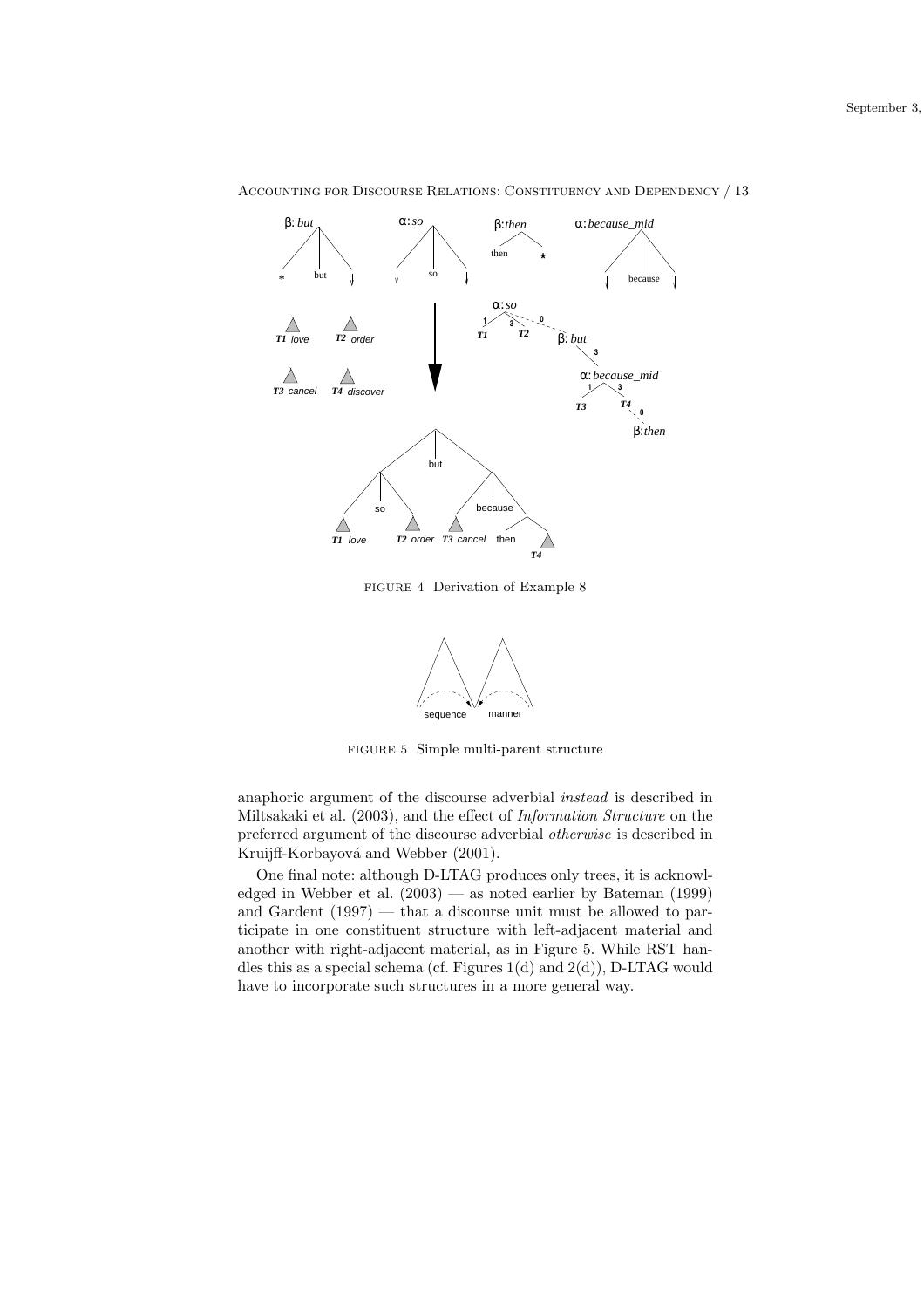FIGURE 4 Derivation of Example 8

FIGURE 5 Simple multi-parent structure

anaphoric argument of the discourse adverbial *instead* is described in Miltsakaki et al. (2003), and the effect of *Information Structure* on the preferred argument of the discourse adverbial *otherwise* is described in Kruijff-Korbayová and Webber (2001).

One final note: although D-LTAG produces only trees, it is acknowledged in Webber et al. (2003) — as noted earlier by Bateman (1999) and Gardent (1997) — that a discourse unit must be allowed to participate in one constituent structure with left-adjacent material and another with right-adjacent material, as in Figure 5. While RST handles this as a special schema (cf. Figures 1(d) and 2(d)), D-LTAG would have to incorporate such structures in a more general way.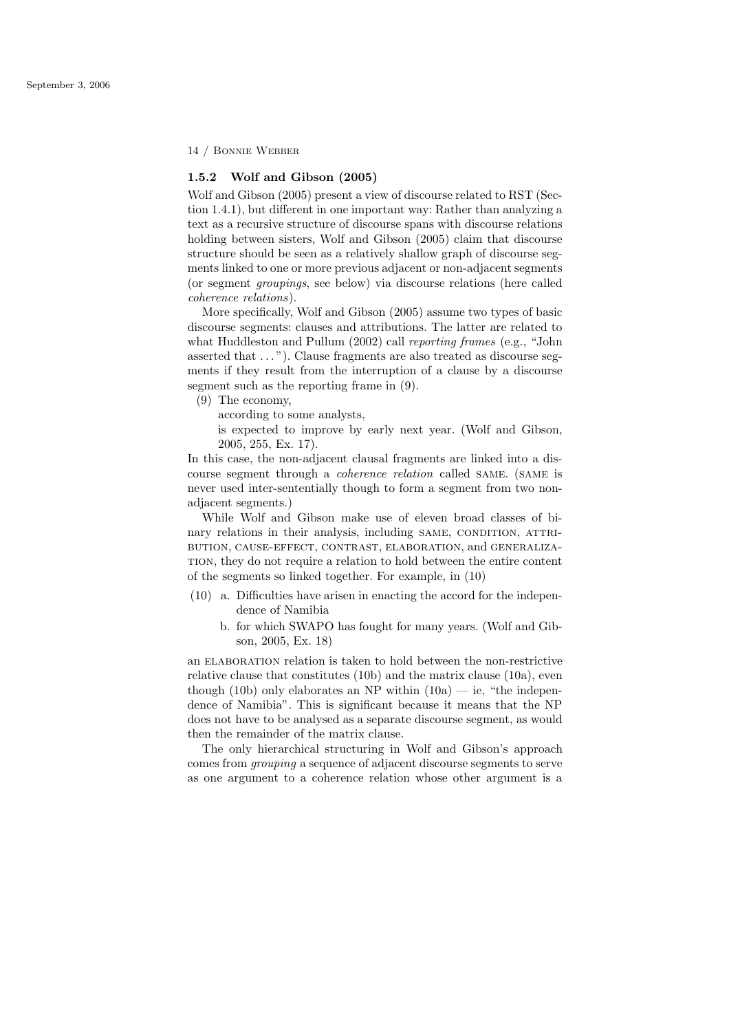### 1.5.2 Wolf and Gibson (2005)

Wolf and Gibson (2005) present a view of discourse related to RST (Section 1.4.1), but different in one important way: Rather than analyzing a text as a recursive structure of discourse spans with discourse relations holding between sisters, Wolf and Gibson (2005) claim that discourse structure should be seen as a relatively shallow graph of discourse segments linked to one or more previous adjacent or non-adjacent segments (or segment *groupings*, see below) via discourse relations (here called *coherence relations*).

More specifically, Wolf and Gibson (2005) assume two types of basic discourse segments: clauses and attributions. The latter are related to what Huddleston and Pullum (2002) call *reporting frames* (e.g., "John asserted that ..."). Clause fragments are also treated as discourse segments if they result from the interruption of a clause by a discourse segment such as the reporting frame in (9).

(9) The economy,
according to some analysts,
is expected to improve by early next year. (Wolf and Gibson, 2005, 255, Ex. 17).

In this case, the non-adjacent clausal fragments are linked into a discourse segment through a *coherence relation* called SAME. (SAME is never used inter-sententially though to form a segment from two non-adjacent segments.)

While Wolf and Gibson make use of eleven broad classes of binary relations in their analysis, including SAME, CONDITION, ATTRIBUTION, CAUSE-EFFECT, CONTRAST, ELABORATION, and GENERALIZATION, they do not require a relation to hold between the entire content of the segments so linked together. For example, in (10)

(10) a. Difficulties have arisen in enacting the accord for the independence of Namibia
b. for which SWAPO has fought for many years. (Wolf and Gibson, 2005, Ex. 18)

an ELABORATION relation is taken to hold between the non-restrictive relative clause that constitutes (10b) and the matrix clause (10a), even though (10b) only elaborates an NP within (10a) — ie, "the independence of Namibia". This is significant because it means that the NP does not have to be analysed as a separate discourse segment, as would then the remainder of the matrix clause.

The only hierarchical structuring in Wolf and Gibson's approach comes from *grouping* a sequence of adjacent discourse segments to serve as one argument to a coherence relation whose other argument is a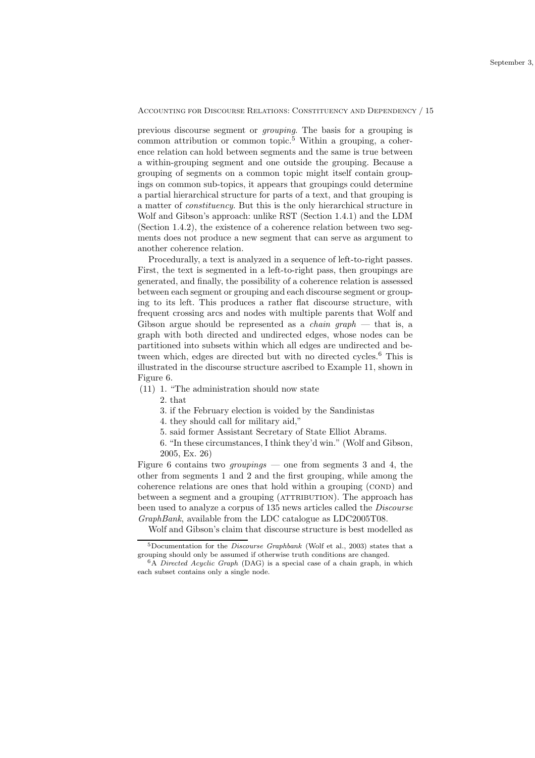previous discourse segment or *grouping*. The basis for a grouping is common attribution or common topic.[5] Within a grouping, a coherence relation can hold between segments and the same is true between a within-grouping segment and one outside the grouping. Because a grouping of segments on a common topic might itself contain groupings on common sub-topics, it appears that groupings could determine a partial hierarchical structure for parts of a text, and that grouping is a matter of *constituency*. But this is the only hierarchical structure in Wolf and Gibson's approach: unlike RST (Section 1.4.1) and the LDM (Section 1.4.2), the existence of a coherence relation between two segments does not produce a new segment that can serve as argument to another coherence relation.

Procedurally, a text is analyzed in a sequence of left-to-right passes. First, the text is segmented in a left-to-right pass, then groupings are generated, and finally, the possibility of a coherence relation is assessed between each segment or grouping and each discourse segment or grouping to its left. This produces a rather flat discourse structure, with frequent crossing arcs and nodes with multiple parents that Wolf and Gibson argue should be represented as a *chain graph* — that is, a graph with both directed and undirected edges, whose nodes can be partitioned into subsets within which all edges are undirected and between which, edges are directed but with no directed cycles.[6] This is illustrated in the discourse structure ascribed to Example 11, shown in Figure 6.

(11) 1. "The administration should now state
 2. that
 3. if the February election is voided by the Sandinistas
 4. they should call for military aid,"
 5. said former Assistant Secretary of State Elliot Abrams.
 6. "In these circumstances, I think they'd win." (Wolf and Gibson, 2005, Ex. 26)

Figure 6 contains two *groupings* — one from segments 3 and 4, the other from segments 1 and 2 and the first grouping, while among the coherence relations are ones that hold within a grouping (COND) and between a segment and a grouping (ATTRIBUTION). The approach has been used to analyze a corpus of 135 news articles called the *Discourse GraphBank*, available from the LDC catalogue as LDC2005T08.

Wolf and Gibson's claim that discourse structure is best modelled as

---

[5] Documentation for the *Discourse Graphbank* (Wolf et al., 2003) states that a grouping should only be assumed if otherwise truth conditions are changed.

[6] A *Directed Acyclic Graph* (DAG) is a special case of a chain graph, in which each subset contains only a single node.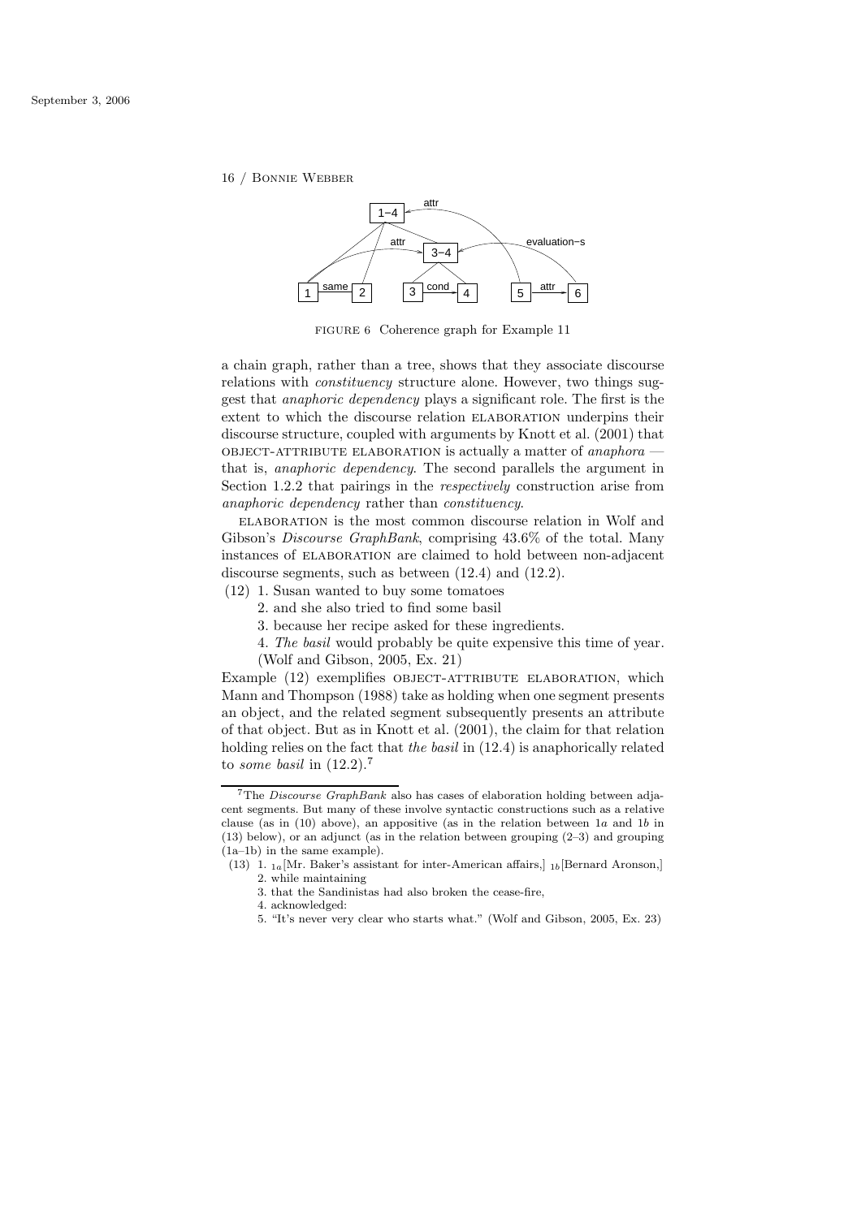FIGURE 6 Coherence graph for Example 11

a chain graph, rather than a tree, shows that they associate discourse relations with *constituency* structure alone. However, two things suggest that *anaphoric dependency* plays a significant role. The first is the extent to which the discourse relation ELABORATION underpins their discourse structure, coupled with arguments by Knott et al. (2001) that OBJECT-ATTRIBUTE ELABORATION is actually a matter of *anaphora* — that is, *anaphoric dependency*. The second parallels the argument in Section 1.2.2 that pairings in the *respectively* construction arise from *anaphoric dependency* rather than *constituency*.

ELABORATION is the most common discourse relation in Wolf and Gibson's *Discourse GraphBank*, comprising 43.6% of the total. Many instances of ELABORATION are claimed to hold between non-adjacent discourse segments, such as between (12.4) and (12.2).

(12) 1. Susan wanted to buy some tomatoes
  2. and she also tried to find some basil
  3. because her recipe asked for these ingredients.
  4. *The basil* would probably be quite expensive this time of year. (Wolf and Gibson, 2005, Ex. 21)

Example (12) exemplifies OBJECT-ATTRIBUTE ELABORATION, which Mann and Thompson (1988) take as holding when one segment presents an object, and the related segment subsequently presents an attribute of that object. But as in Knott et al. (2001), the claim for that relation holding relies on the fact that *the basil* in (12.4) is anaphorically related to *some basil* in (12.2).[7]

[7] The *Discourse GraphBank* also has cases of elaboration holding between adjacent segments. But many of these involve syntactic constructions such as a relative clause (as in (10) above), an appositive (as in the relation between 1*a* and 1*b* in (13) below), or an adjunct (as in the relation between grouping (2–3) and grouping (1a–1b) in the same example).

(13) 1. $_{1a}$[Mr. Baker's assistant for inter-American affairs,] $_{1b}$[Bernard Aronson,]
  2. while maintaining
  3. that the Sandinistas had also broken the cease-fire,
  4. acknowledged:
  5. "It's never very clear who starts what." (Wolf and Gibson, 2005, Ex. 23)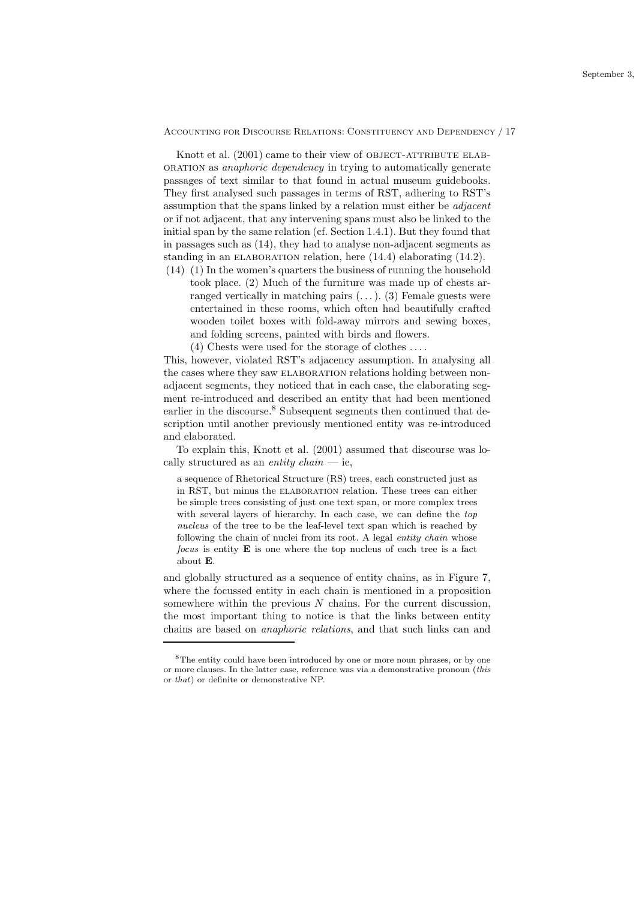Knott et al. (2001) came to their view of OBJECT-ATTRIBUTE ELABORATION as *anaphoric dependency* in trying to automatically generate passages of text similar to that found in actual museum guidebooks. They first analysed such passages in terms of RST, adhering to RST's assumption that the spans linked by a relation must either be *adjacent* or if not adjacent, that any intervening spans must also be linked to the initial span by the same relation (cf. Section 1.4.1). But they found that in passages such as (14), they had to analyse non-adjacent segments as standing in an ELABORATION relation, here (14.4) elaborating (14.2).

(14) (1) In the women's quarters the business of running the household took place. (2) Much of the furniture was made up of chests arranged vertically in matching pairs (...). (3) Female guests were entertained in these rooms, which often had beautifully crafted wooden toilet boxes with fold-away mirrors and sewing boxes, and folding screens, painted with birds and flowers.
(4) Chests were used for the storage of clothes ....

This, however, violated RST's adjacency assumption. In analysing all the cases where they saw ELABORATION relations holding between non-adjacent segments, they noticed that in each case, the elaborating segment re-introduced and described an entity that had been mentioned earlier in the discourse.[8] Subsequent segments then continued that description until another previously mentioned entity was re-introduced and elaborated.

To explain this, Knott et al. (2001) assumed that discourse was locally structured as an *entity chain* — ie,

> a sequence of Rhetorical Structure (RS) trees, each constructed just as in RST, but minus the ELABORATION relation. These trees can either be simple trees consisting of just one text span, or more complex trees with several layers of hierarchy. In each case, we can define the *top nucleus* of the tree to be the leaf-level text span which is reached by following the chain of nuclei from its root. A legal *entity chain* whose *focus* is entity **E** is one where the top nucleus of each tree is a fact about **E**.

and globally structured as a sequence of entity chains, as in Figure 7, where the focussed entity in each chain is mentioned in a proposition somewhere within the previous $N$ chains. For the current discussion, the most important thing to notice is that the links between entity chains are based on *anaphoric relations*, and that such links can and

---

[8] The entity could have been introduced by one or more noun phrases, or by one or more clauses. In the latter case, reference was via a demonstrative pronoun (*this* or *that*) or definite or demonstrative NP.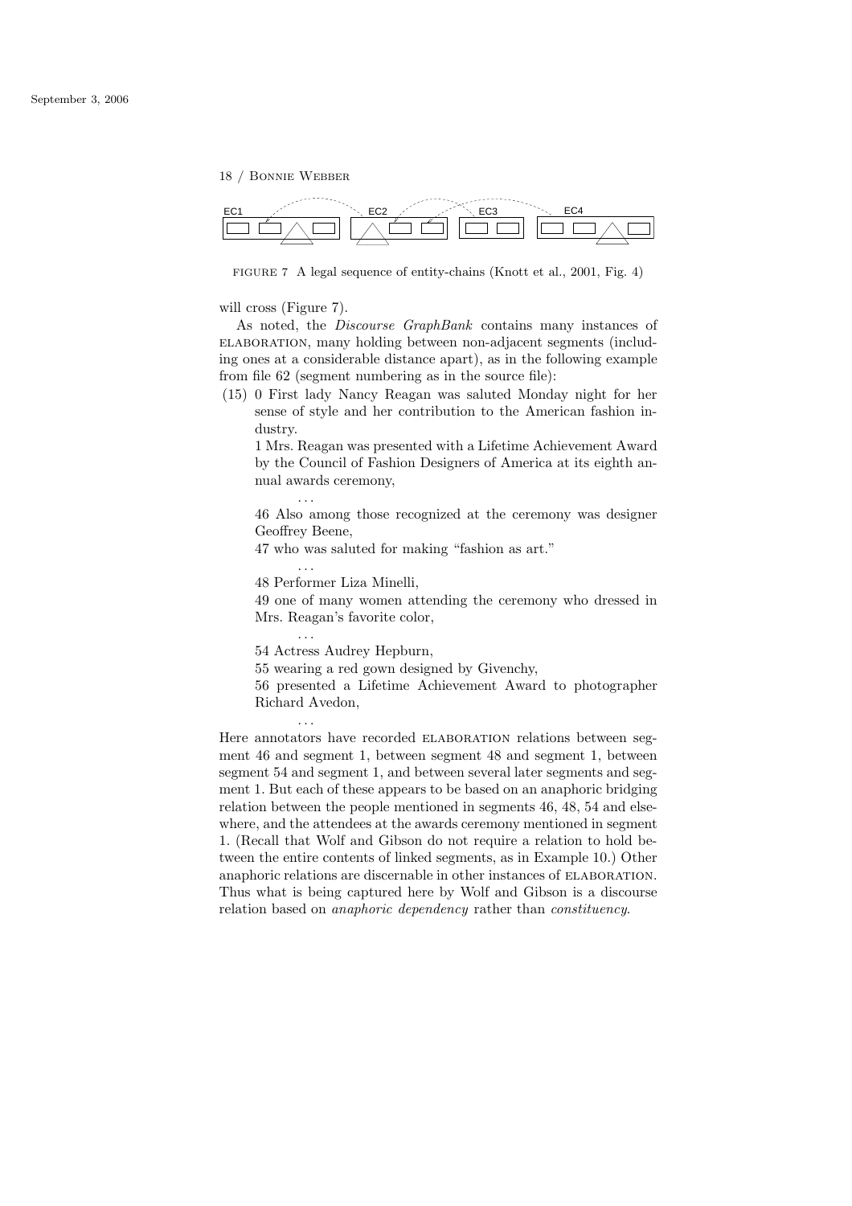FIGURE 7 A legal sequence of entity-chains (Knott et al., 2001, Fig. 4)

will cross (Figure 7).

As noted, the *Discourse GraphBank* contains many instances of ELABORATION, many holding between non-adjacent segments (including ones at a considerable distance apart), as in the following example from file 62 (segment numbering as in the source file):

(15) 0 First lady Nancy Reagan was saluted Monday night for her sense of style and her contribution to the American fashion industry.

1 Mrs. Reagan was presented with a Lifetime Achievement Award by the Council of Fashion Designers of America at its eighth annual awards ceremony,

...

46 Also among those recognized at the ceremony was designer Geoffrey Beene,

47 who was saluted for making "fashion as art."

...

48 Performer Liza Minelli,

49 one of many women attending the ceremony who dressed in Mrs. Reagan's favorite color,

...

54 Actress Audrey Hepburn,

55 wearing a red gown designed by Givenchy,

56 presented a Lifetime Achievement Award to photographer Richard Avedon,

...

Here annotators have recorded ELABORATION relations between segment 46 and segment 1, between segment 48 and segment 1, between segment 54 and segment 1, and between several later segments and segment 1. But each of these appears to be based on an anaphoric bridging relation between the people mentioned in segments 46, 48, 54 and elsewhere, and the attendees at the awards ceremony mentioned in segment 1. (Recall that Wolf and Gibson do not require a relation to hold between the entire contents of linked segments, as in Example 10.) Other anaphoric relations are discernable in other instances of ELABORATION. Thus what is being captured here by Wolf and Gibson is a discourse relation based on *anaphoric dependency* rather than *constituency*.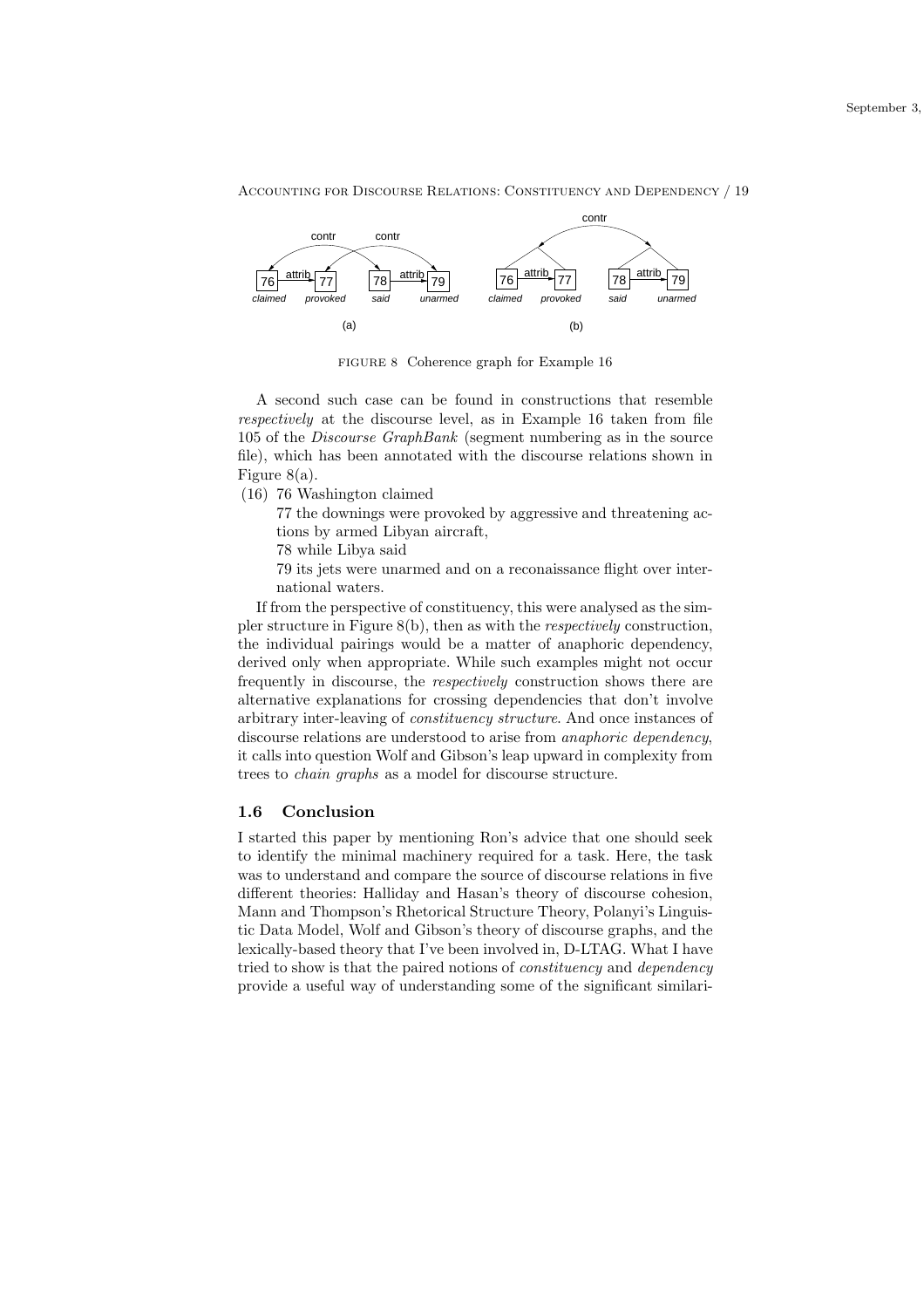FIGURE 8 Coherence graph for Example 16

A second such case can be found in constructions that resemble *respectively* at the discourse level, as in Example 16 taken from file 105 of the *Discourse GraphBank* (segment numbering as in the source file), which has been annotated with the discourse relations shown in Figure 8(a).

(16) 76 Washington claimed

77 the downings were provoked by aggressive and threatening actions by armed Libyan aircraft,

78 while Libya said

79 its jets were unarmed and on a reconaissance flight over international waters.

If from the perspective of constituency, this were analysed as the simpler structure in Figure 8(b), then as with the *respectively* construction, the individual pairings would be a matter of anaphoric dependency, derived only when appropriate. While such examples might not occur frequently in discourse, the *respectively* construction shows there are alternative explanations for crossing dependencies that don't involve arbitrary inter-leaving of *constituency structure*. And once instances of discourse relations are understood to arise from *anaphoric dependency*, it calls into question Wolf and Gibson's leap upward in complexity from trees to *chain graphs* as a model for discourse structure.

## 1.6 Conclusion

I started this paper by mentioning Ron's advice that one should seek to identify the minimal machinery required for a task. Here, the task was to understand and compare the source of discourse relations in five different theories: Halliday and Hasan's theory of discourse cohesion, Mann and Thompson's Rhetorical Structure Theory, Polanyi's Linguistic Data Model, Wolf and Gibson's theory of discourse graphs, and the lexically-based theory that I've been involved in, D-LTAG. What I have tried to show is that the paired notions of *constituency* and *dependency* provide a useful way of understanding some of the significant similari-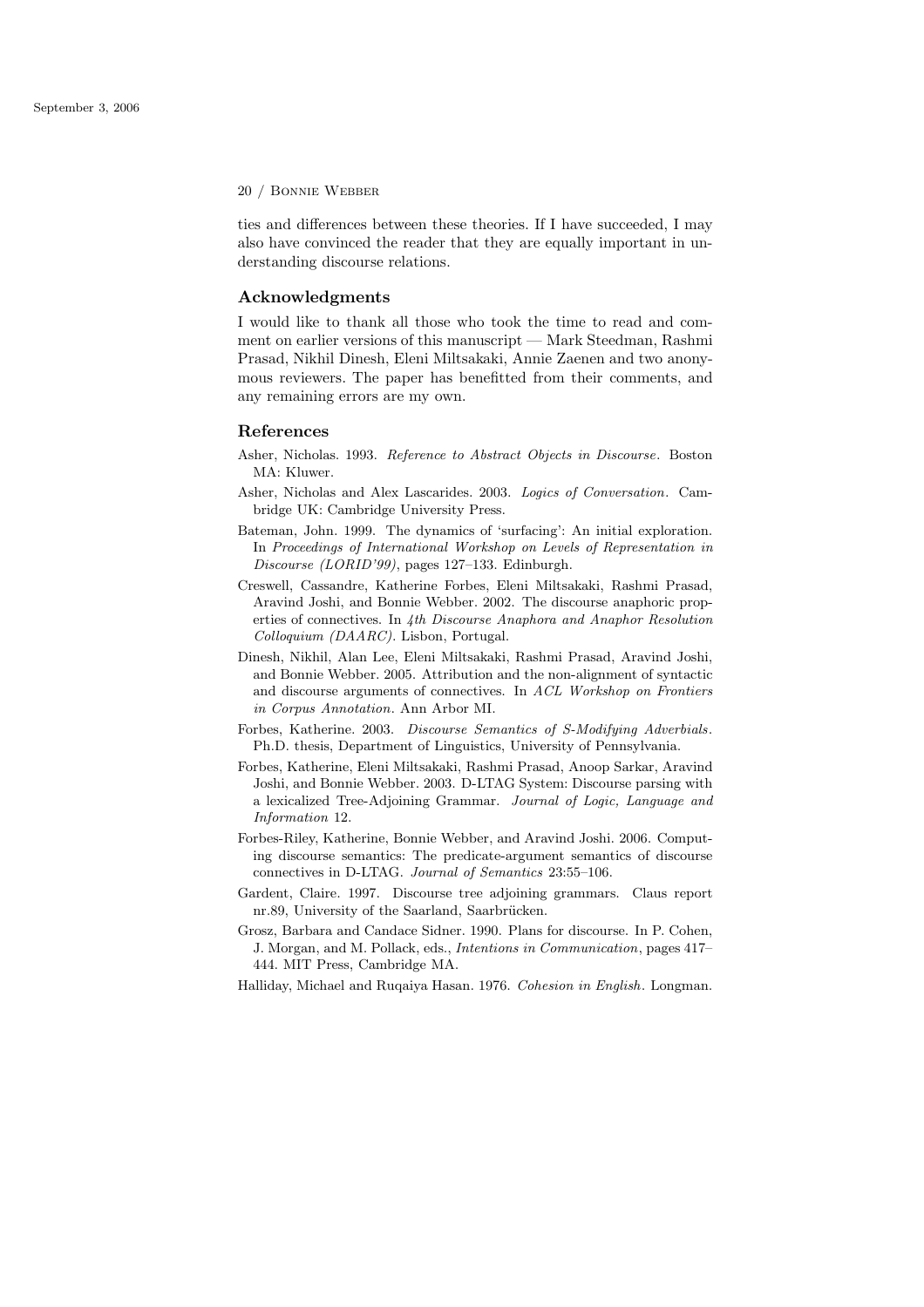ties and differences between these theories. If I have succeeded, I may also have convinced the reader that they are equally important in understanding discourse relations.

## Acknowledgments

I would like to thank all those who took the time to read and comment on earlier versions of this manuscript — Mark Steedman, Rashmi Prasad, Nikhil Dinesh, Eleni Miltsakaki, Annie Zaenen and two anonymous reviewers. The paper has benefitted from their comments, and any remaining errors are my own.

## References

Asher, Nicholas. 1993. *Reference to Abstract Objects in Discourse*. Boston MA: Kluwer.

Asher, Nicholas and Alex Lascarides. 2003. *Logics of Conversation*. Cambridge UK: Cambridge University Press.

Bateman, John. 1999. The dynamics of 'surfacing': An initial exploration. In *Proceedings of International Workshop on Levels of Representation in Discourse (LORID'99)*, pages 127–133. Edinburgh.

Creswell, Cassandre, Katherine Forbes, Eleni Miltsakaki, Rashmi Prasad, Aravind Joshi, and Bonnie Webber. 2002. The discourse anaphoric properties of connectives. In *4th Discourse Anaphora and Anaphor Resolution Colloquium (DAARC)*. Lisbon, Portugal.

Dinesh, Nikhil, Alan Lee, Eleni Miltsakaki, Rashmi Prasad, Aravind Joshi, and Bonnie Webber. 2005. Attribution and the non-alignment of syntactic and discourse arguments of connectives. In *ACL Workshop on Frontiers in Corpus Annotation*. Ann Arbor MI.

Forbes, Katherine. 2003. *Discourse Semantics of S-Modifying Adverbials*. Ph.D. thesis, Department of Linguistics, University of Pennsylvania.

Forbes, Katherine, Eleni Miltsakaki, Rashmi Prasad, Anoop Sarkar, Aravind Joshi, and Bonnie Webber. 2003. D-LTAG System: Discourse parsing with a lexicalized Tree-Adjoining Grammar. *Journal of Logic, Language and Information* 12.

Forbes-Riley, Katherine, Bonnie Webber, and Aravind Joshi. 2006. Computing discourse semantics: The predicate-argument semantics of discourse connectives in D-LTAG. *Journal of Semantics* 23:55–106.

Gardent, Claire. 1997. Discourse tree adjoining grammars. Claus report nr.89, University of the Saarland, Saarbrücken.

Grosz, Barbara and Candace Sidner. 1990. Plans for discourse. In P. Cohen, J. Morgan, and M. Pollack, eds., *Intentions in Communication*, pages 417–444. MIT Press, Cambridge MA.

Halliday, Michael and Ruqaiya Hasan. 1976. *Cohesion in English*. Longman.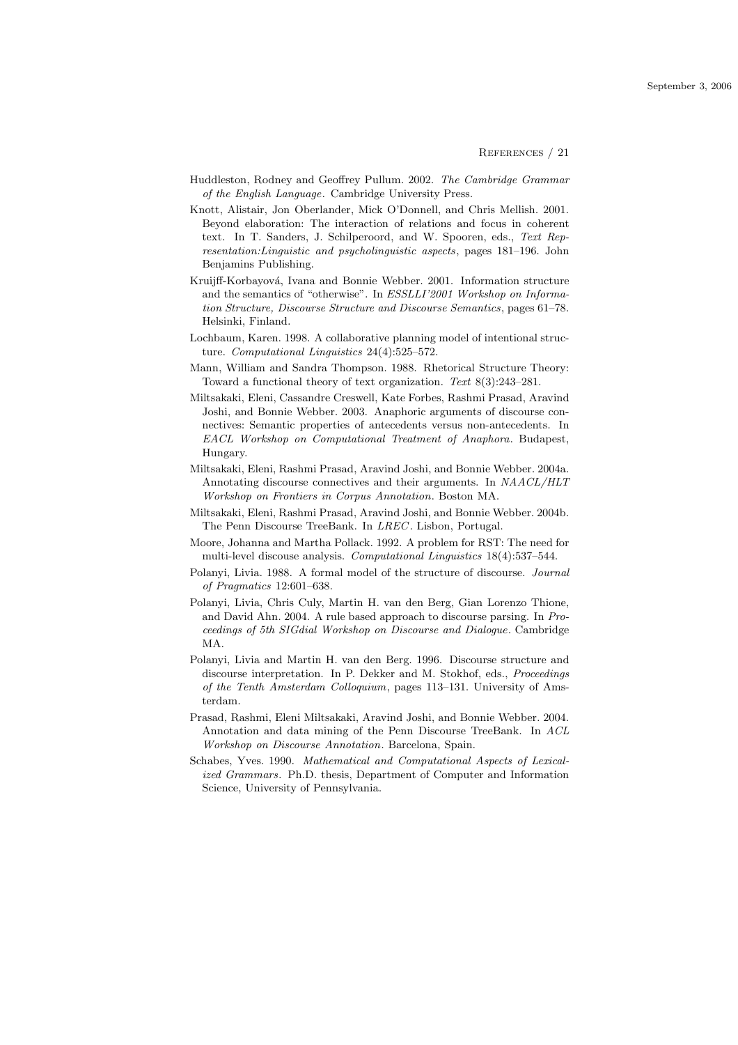Huddleston, Rodney and Geoffrey Pullum. 2002. *The Cambridge Grammar of the English Language*. Cambridge University Press.

Knott, Alistair, Jon Oberlander, Mick O'Donnell, and Chris Mellish. 2001. Beyond elaboration: The interaction of relations and focus in coherent text. In T. Sanders, J. Schilperoord, and W. Spooren, eds., *Text Representation:Linguistic and psycholinguistic aspects*, pages 181–196. John Benjamins Publishing.

Kruijff-Korbayová, Ivana and Bonnie Webber. 2001. Information structure and the semantics of "otherwise". In *ESSLLI'2001 Workshop on Information Structure, Discourse Structure and Discourse Semantics*, pages 61–78. Helsinki, Finland.

Lochbaum, Karen. 1998. A collaborative planning model of intentional structure. *Computational Linguistics* 24(4):525–572.

Mann, William and Sandra Thompson. 1988. Rhetorical Structure Theory: Toward a functional theory of text organization. *Text* 8(3):243–281.

Miltsakaki, Eleni, Cassandre Creswell, Kate Forbes, Rashmi Prasad, Aravind Joshi, and Bonnie Webber. 2003. Anaphoric arguments of discourse connectives: Semantic properties of antecedents versus non-antecedents. In *EACL Workshop on Computational Treatment of Anaphora*. Budapest, Hungary.

Miltsakaki, Eleni, Rashmi Prasad, Aravind Joshi, and Bonnie Webber. 2004a. Annotating discourse connectives and their arguments. In *NAACL/HLT Workshop on Frontiers in Corpus Annotation*. Boston MA.

Miltsakaki, Eleni, Rashmi Prasad, Aravind Joshi, and Bonnie Webber. 2004b. The Penn Discourse TreeBank. In *LREC*. Lisbon, Portugal.

Moore, Johanna and Martha Pollack. 1992. A problem for RST: The need for multi-level discouse analysis. *Computational Linguistics* 18(4):537–544.

Polanyi, Livia. 1988. A formal model of the structure of discourse. *Journal of Pragmatics* 12:601–638.

Polanyi, Livia, Chris Culy, Martin H. van den Berg, Gian Lorenzo Thione, and David Ahn. 2004. A rule based approach to discourse parsing. In *Proceedings of 5th SIGdial Workshop on Discourse and Dialogue*. Cambridge MA.

Polanyi, Livia and Martin H. van den Berg. 1996. Discourse structure and discourse interpretation. In P. Dekker and M. Stokhof, eds., *Proceedings of the Tenth Amsterdam Colloquium*, pages 113–131. University of Amsterdam.

Prasad, Rashmi, Eleni Miltsakaki, Aravind Joshi, and Bonnie Webber. 2004. Annotation and data mining of the Penn Discourse TreeBank. In *ACL Workshop on Discourse Annotation*. Barcelona, Spain.

Schabes, Yves. 1990. *Mathematical and Computational Aspects of Lexicalized Grammars*. Ph.D. thesis, Department of Computer and Information Science, University of Pennsylvania.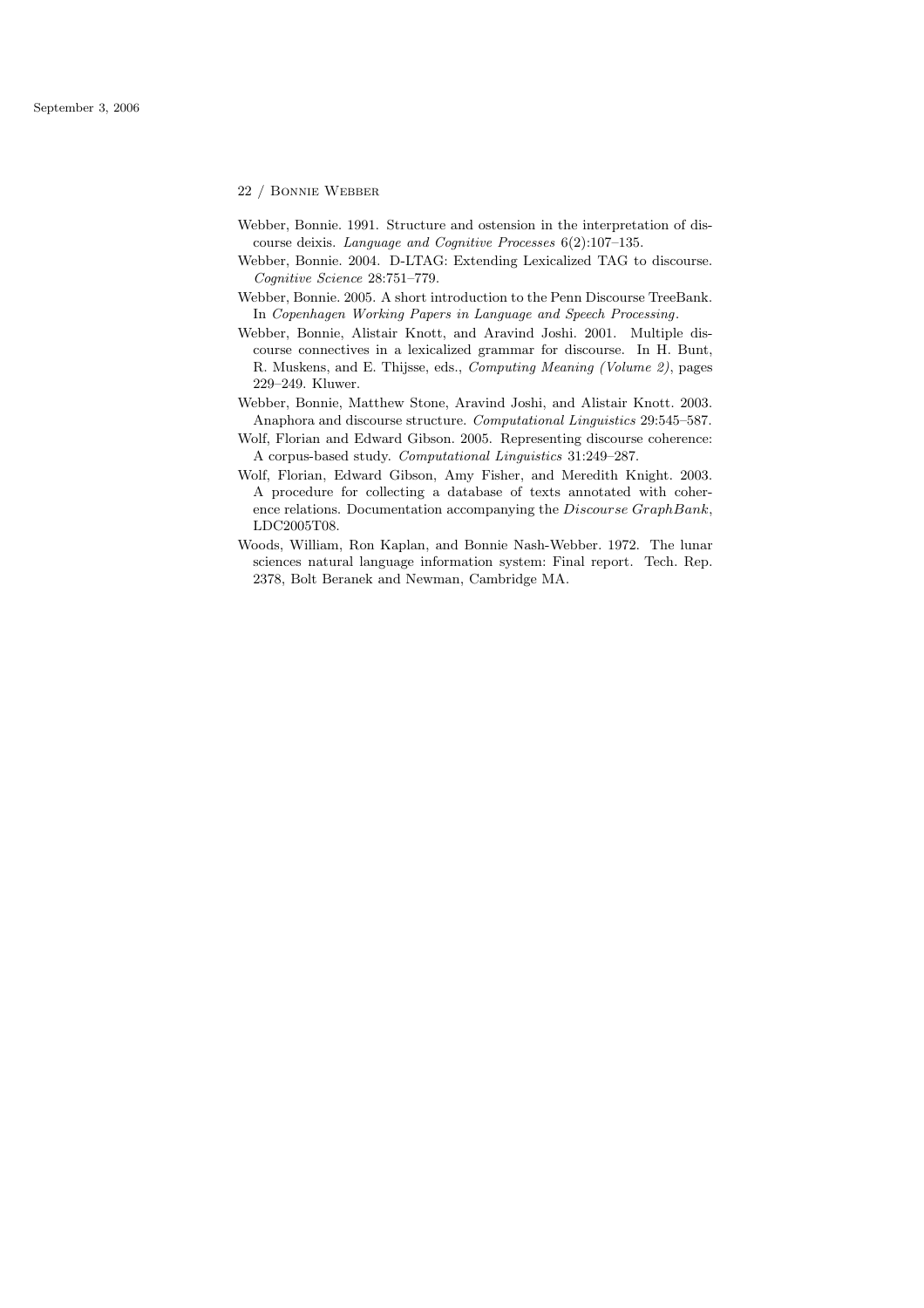Webber, Bonnie. 1991. Structure and ostension in the interpretation of discourse deixis. *Language and Cognitive Processes* 6(2):107–135.

Webber, Bonnie. 2004. D-LTAG: Extending Lexicalized TAG to discourse. *Cognitive Science* 28:751–779.

Webber, Bonnie. 2005. A short introduction to the Penn Discourse TreeBank. In *Copenhagen Working Papers in Language and Speech Processing*.

Webber, Bonnie, Alistair Knott, and Aravind Joshi. 2001. Multiple discourse connectives in a lexicalized grammar for discourse. In H. Bunt, R. Muskens, and E. Thijsse, eds., *Computing Meaning (Volume 2)*, pages 229–249. Kluwer.

Webber, Bonnie, Matthew Stone, Aravind Joshi, and Alistair Knott. 2003. Anaphora and discourse structure. *Computational Linguistics* 29:545–587.

Wolf, Florian and Edward Gibson. 2005. Representing discourse coherence: A corpus-based study. *Computational Linguistics* 31:249–287.

Wolf, Florian, Edward Gibson, Amy Fisher, and Meredith Knight. 2003. A procedure for collecting a database of texts annotated with coherence relations. Documentation accompanying the *Discourse GraphBank*, LDC2005T08.

Woods, William, Ron Kaplan, and Bonnie Nash-Webber. 1972. The lunar sciences natural language information system: Final report. Tech. Rep. 2378, Bolt Beranek and Newman, Cambridge MA.